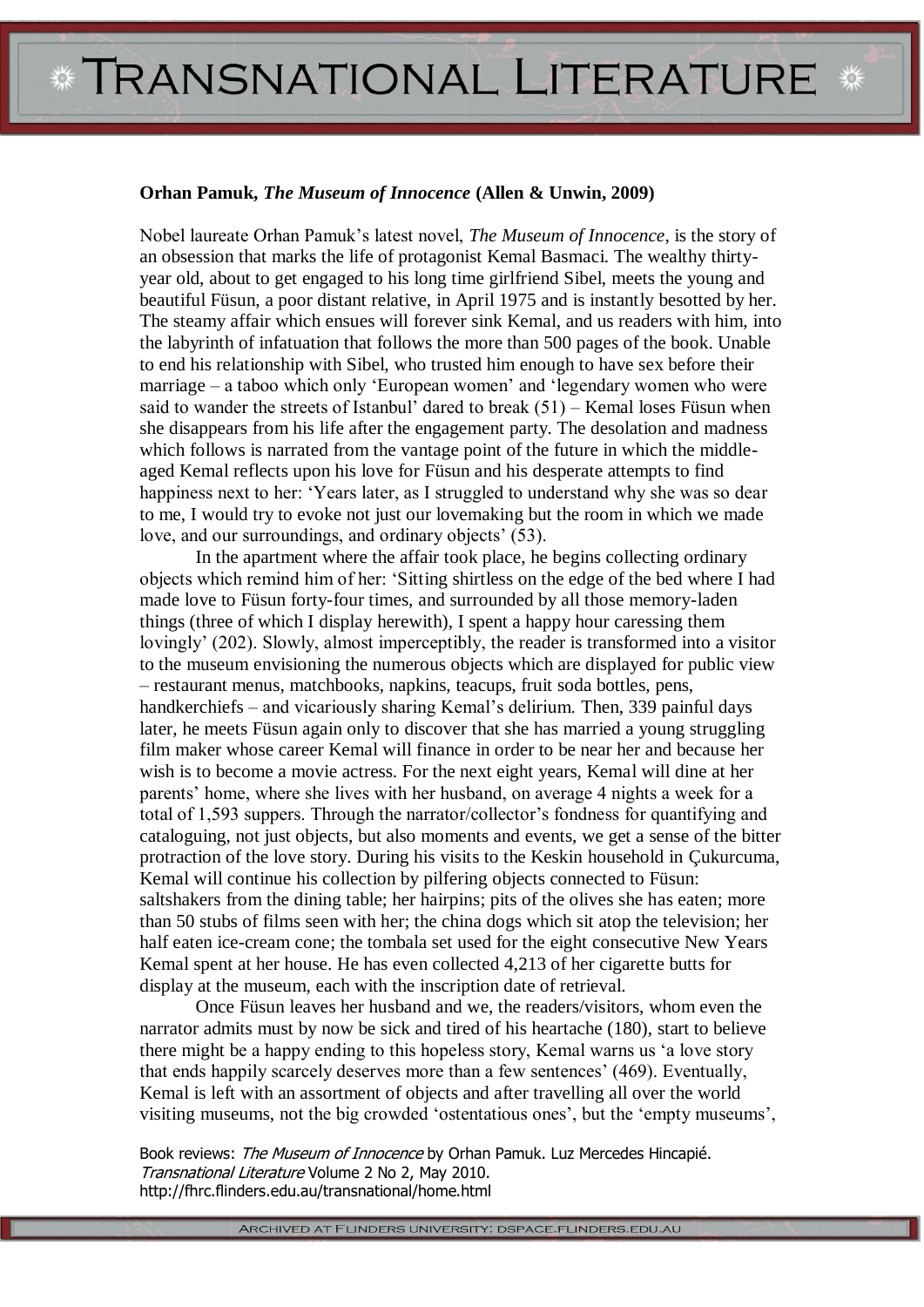**Orhan Pamuk, *The Museum of Innocence* (Allen & Unwin, 2009)**

Nobel laureate Orhan Pamuk's latest novel, *The Museum of Innocence*, is the story of an obsession that marks the life of protagonist Kemal Basmaci. The wealthy thirty-year old, about to get engaged to his long time girlfriend Sibel, meets the young and beautiful Füsun, a poor distant relative, in April 1975 and is instantly besotted by her. The steamy affair which ensues will forever sink Kemal, and us readers with him, into the labyrinth of infatuation that follows the more than 500 pages of the book. Unable to end his relationship with Sibel, who trusted him enough to have sex before their marriage – a taboo which only 'European women' and 'legendary women who were said to wander the streets of Istanbul' dared to break (51) – Kemal loses Füsun when she disappears from his life after the engagement party. The desolation and madness which follows is narrated from the vantage point of the future in which the middle-aged Kemal reflects upon his love for Füsun and his desperate attempts to find happiness next to her: 'Years later, as I struggled to understand why she was so dear to me, I would try to evoke not just our lovemaking but the room in which we made love, and our surroundings, and ordinary objects' (53).

In the apartment where the affair took place, he begins collecting ordinary objects which remind him of her: 'Sitting shirtless on the edge of the bed where I had made love to Füsun forty-four times, and surrounded by all those memory-laden things (three of which I display herewith), I spent a happy hour caressing them lovingly' (202). Slowly, almost imperceptibly, the reader is transformed into a visitor to the museum envisioning the numerous objects which are displayed for public view – restaurant menus, matchbooks, napkins, teacups, fruit soda bottles, pens, handkerchiefs – and vicariously sharing Kemal's delirium. Then, 339 painful days later, he meets Füsun again only to discover that she has married a young struggling film maker whose career Kemal will finance in order to be near her and because her wish is to become a movie actress. For the next eight years, Kemal will dine at her parents' home, where she lives with her husband, on average 4 nights a week for a total of 1,593 suppers. Through the narrator/collector's fondness for quantifying and cataloguing, not just objects, but also moments and events, we get a sense of the bitter protraction of the love story. During his visits to the Keskin household in Çukurcuma, Kemal will continue his collection by pilfering objects connected to Füsun: saltshakers from the dining table; her hairpins; pits of the olives she has eaten; more than 50 stubs of films seen with her; the china dogs which sit atop the television; her half eaten ice-cream cone; the tombala set used for the eight consecutive New Years Kemal spent at her house. He has even collected 4,213 of her cigarette butts for display at the museum, each with the inscription date of retrieval.

Once Füsun leaves her husband and we, the readers/visitors, whom even the narrator admits must by now be sick and tired of his heartache (180), start to believe there might be a happy ending to this hopeless story, Kemal warns us 'a love story that ends happily scarcely deserves more than a few sentences' (469). Eventually, Kemal is left with an assortment of objects and after travelling all over the world visiting museums, not the big crowded 'ostentatious ones', but the 'empty museums',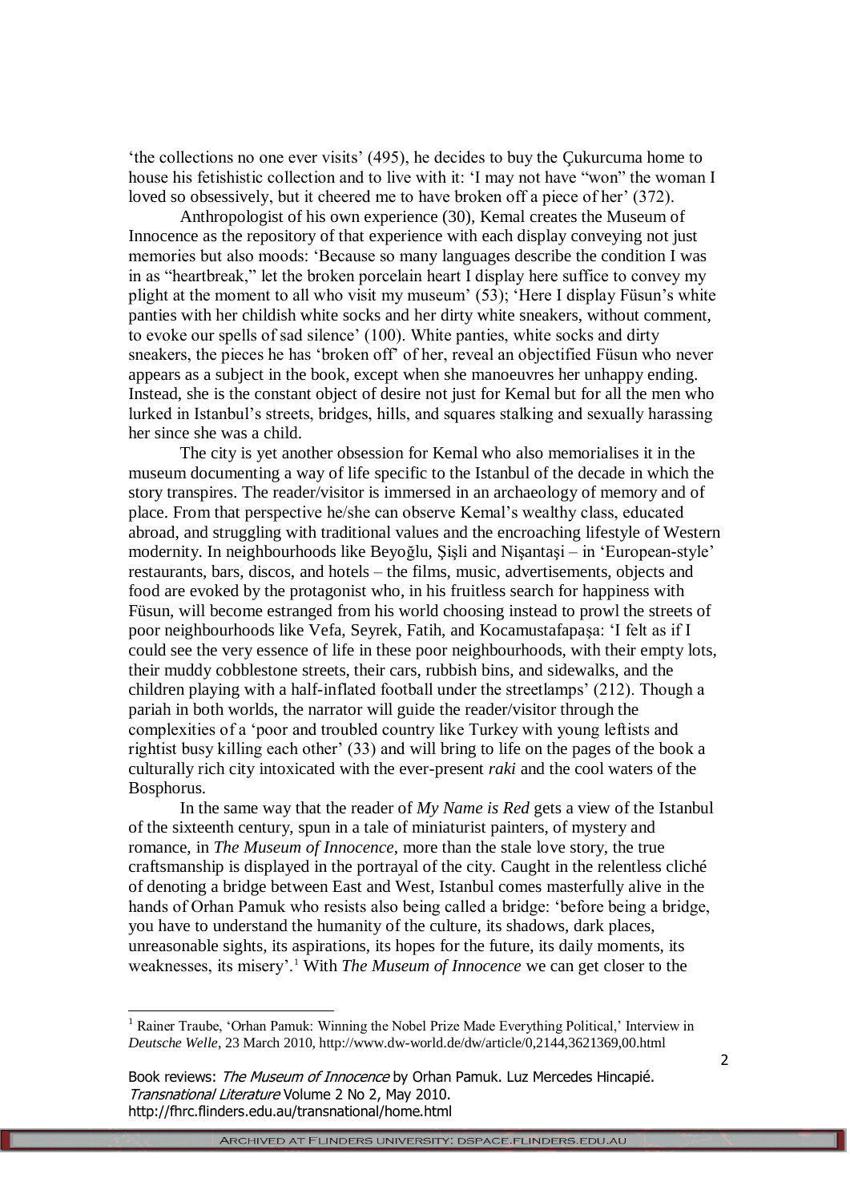'the collections no one ever visits' (495), he decides to buy the Çukurcuma home to house his fetishistic collection and to live with it: 'I may not have "won" the woman I loved so obsessively, but it cheered me to have broken off a piece of her' (372).

Anthropologist of his own experience (30), Kemal creates the Museum of Innocence as the repository of that experience with each display conveying not just memories but also moods: 'Because so many languages describe the condition I was in as "heartbreak," let the broken porcelain heart I display here suffice to convey my plight at the moment to all who visit my museum' (53); 'Here I display Füsun's white panties with her childish white socks and her dirty white sneakers, without comment, to evoke our spells of sad silence' (100). White panties, white socks and dirty sneakers, the pieces he has 'broken off' of her, reveal an objectified Füsun who never appears as a subject in the book, except when she manoeuvres her unhappy ending. Instead, she is the constant object of desire not just for Kemal but for all the men who lurked in Istanbul's streets, bridges, hills, and squares stalking and sexually harassing her since she was a child.

The city is yet another obsession for Kemal who also memorialises it in the museum documenting a way of life specific to the Istanbul of the decade in which the story transpires. The reader/visitor is immersed in an archaeology of memory and of place. From that perspective he/she can observe Kemal's wealthy class, educated abroad, and struggling with traditional values and the encroaching lifestyle of Western modernity. In neighbourhoods like Beyoğlu, Şişli and Nişantaşi – in 'European-style' restaurants, bars, discos, and hotels – the films, music, advertisements, objects and food are evoked by the protagonist who, in his fruitless search for happiness with Füsun, will become estranged from his world choosing instead to prowl the streets of poor neighbourhoods like Vefa, Seyrek, Fatih, and Kocamustafapaşa: 'I felt as if I could see the very essence of life in these poor neighbourhoods, with their empty lots, their muddy cobblestone streets, their cars, rubbish bins, and sidewalks, and the children playing with a half-inflated football under the streetlamps' (212). Though a pariah in both worlds, the narrator will guide the reader/visitor through the complexities of a 'poor and troubled country like Turkey with young leftists and rightist busy killing each other' (33) and will bring to life on the pages of the book a culturally rich city intoxicated with the ever-present *raki* and the cool waters of the Bosphorus.

In the same way that the reader of *My Name is Red* gets a view of the Istanbul of the sixteenth century, spun in a tale of miniaturist painters, of mystery and romance, in *The Museum of Innocence*, more than the stale love story, the true craftsmanship is displayed in the portrayal of the city. Caught in the relentless cliché of denoting a bridge between East and West, Istanbul comes masterfully alive in the hands of Orhan Pamuk who resists also being called a bridge: 'before being a bridge, you have to understand the humanity of the culture, its shadows, dark places, unreasonable sights, its aspirations, its hopes for the future, its daily moments, its weaknesses, its misery'.[1] With *The Museum of Innocence* we can get closer to the

[1] Rainer Traube, 'Orhan Pamuk: Winning the Nobel Prize Made Everything Political,' Interview in *Deutsche Welle*, 23 March 2010, http://www.dw-world.de/dw/article/0,2144,3621369,00.html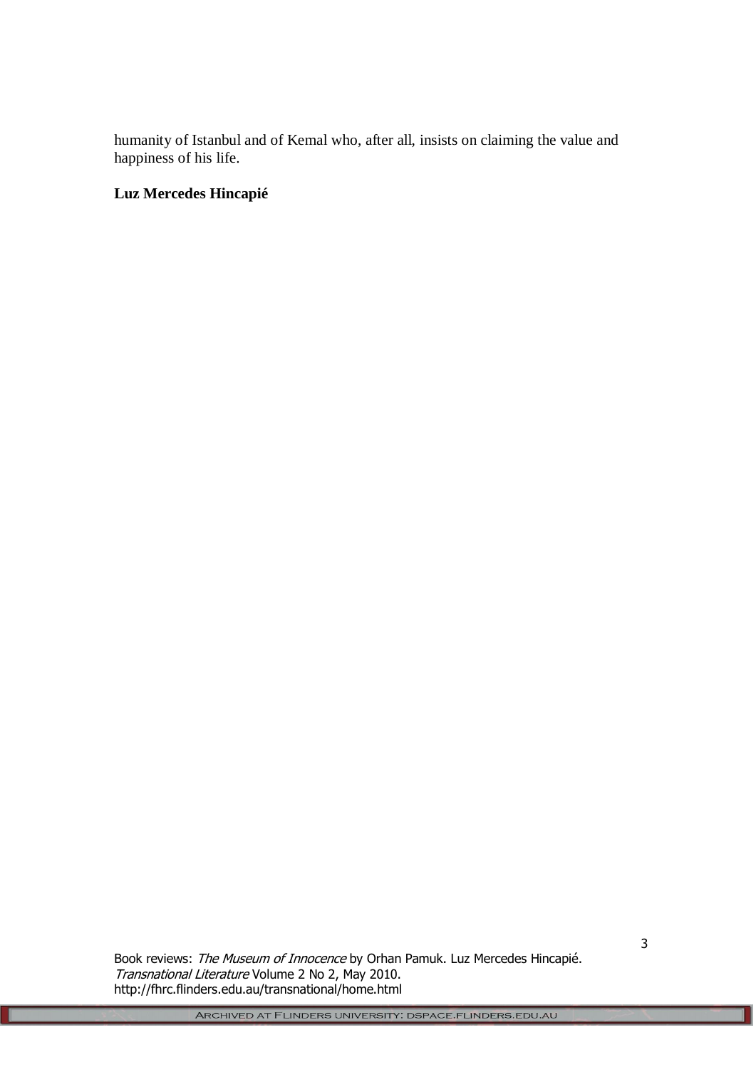humanity of Istanbul and of Kemal who, after all, insists on claiming the value and happiness of his life.

**Luz Mercedes Hincapié**